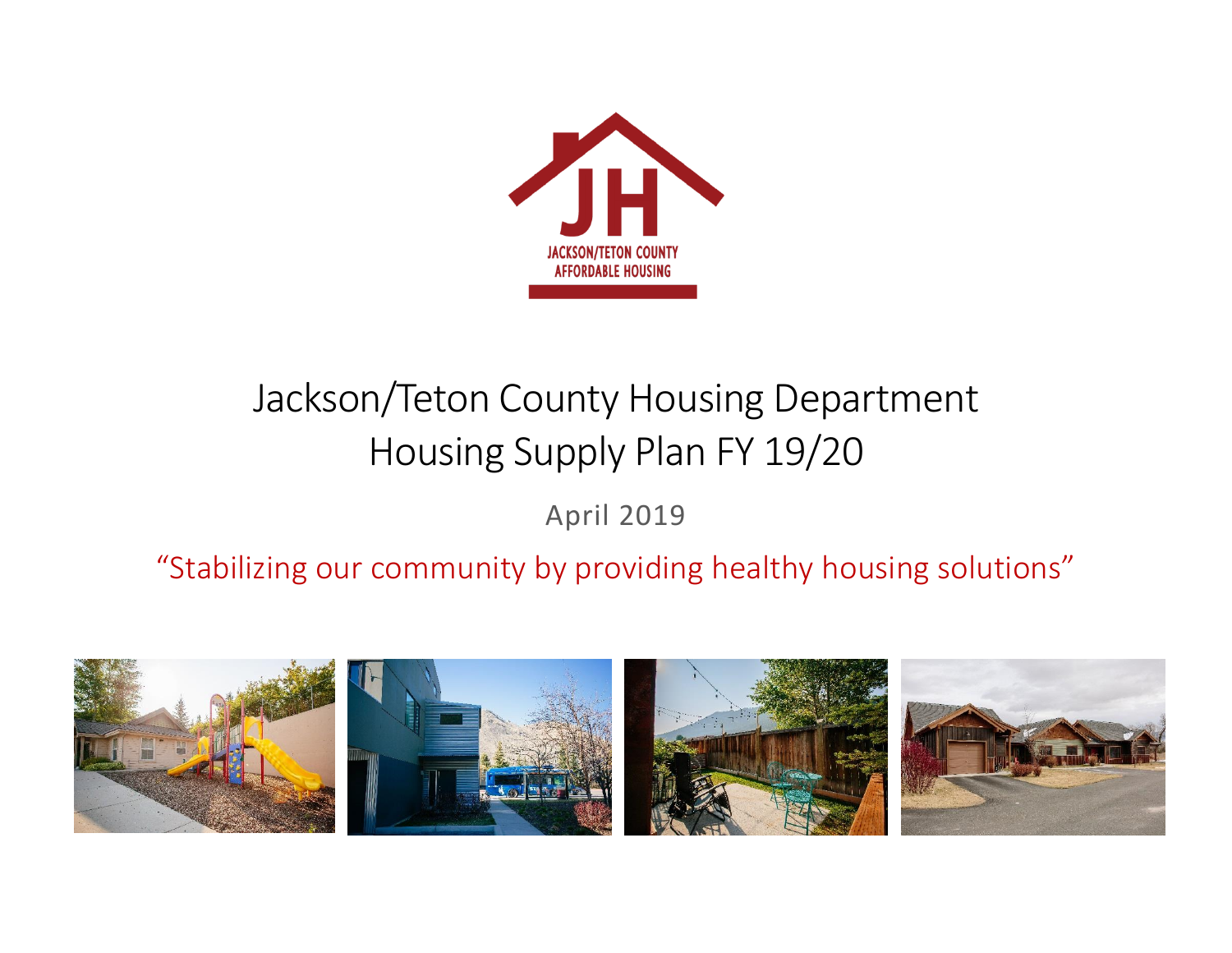JACKSON/TETON COUNTY AFFORDABLE HOUSING

# Jackson/Teton County Housing Department
# Housing Supply Plan FY 19/20

April 2019

"Stabilizing our community by providing healthy housing solutions"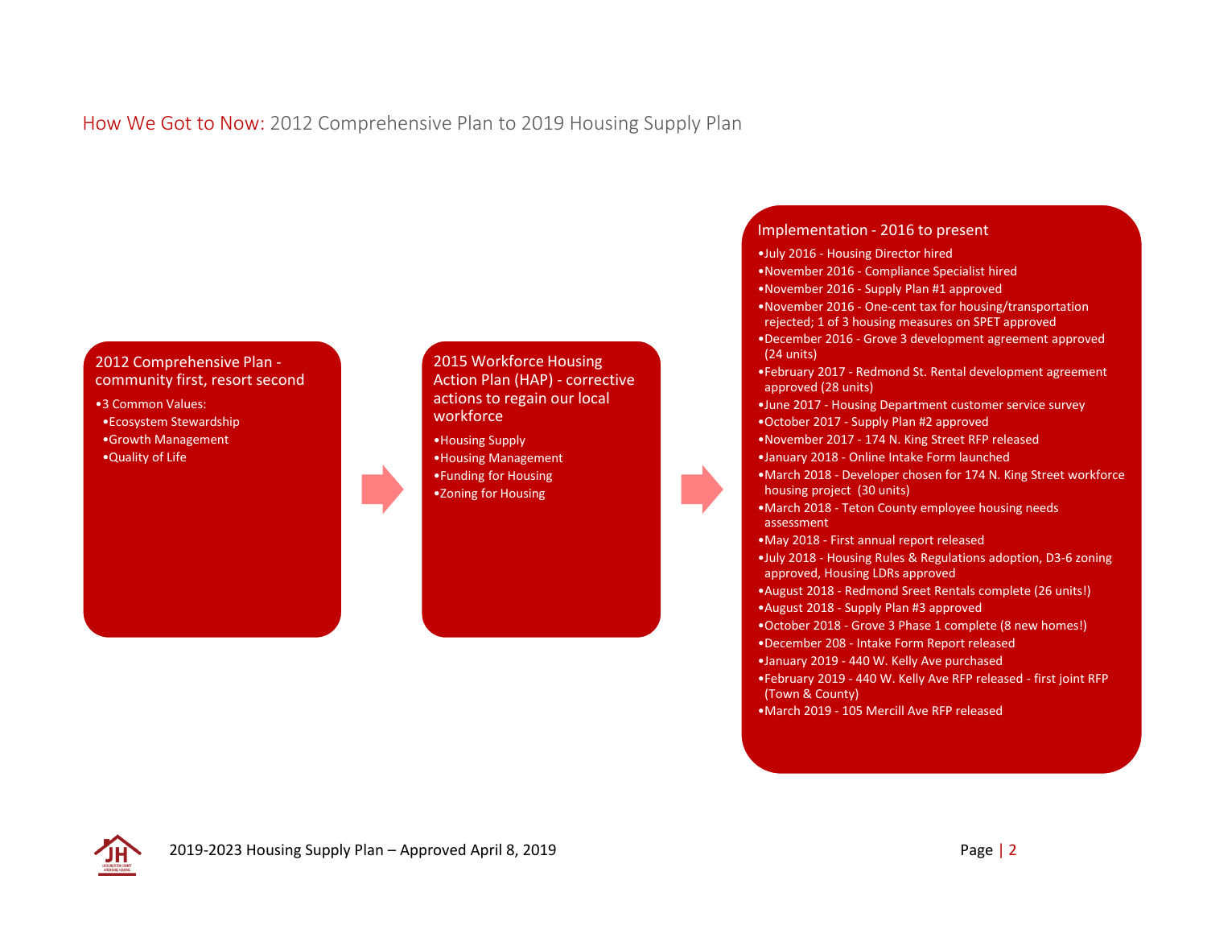## How We Got to Now: 2012 Comprehensive Plan to 2019 Housing Supply Plan

### 2012 Comprehensive Plan - community first, resort second

- 3 Common Values:
  - Ecosystem Stewardship
  - Growth Management
  - Quality of Life

### 2015 Workforce Housing Action Plan (HAP) - corrective actions to regain our local workforce

- Housing Supply
- Housing Management
- Funding for Housing
- Zoning for Housing

### Implementation - 2016 to present

- July 2016 - Housing Director hired
- November 2016 - Compliance Specialist hired
- November 2016 - Supply Plan #1 approved
- November 2016 - One-cent tax for housing/transportation rejected; 1 of 3 housing measures on SPET approved
- December 2016 - Grove 3 development agreement approved (24 units)
- February 2017 - Redmond St. Rental development agreement approved (28 units)
- June 2017 - Housing Department customer service survey
- October 2017 - Supply Plan #2 approved
- November 2017 - 174 N. King Street RFP released
- January 2018 - Online Intake Form launched
- March 2018 - Developer chosen for 174 N. King Street workforce housing project (30 units)
- March 2018 - Teton County employee housing needs assessment
- May 2018 - First annual report released
- July 2018 - Housing Rules & Regulations adoption, D3-6 zoning approved, Housing LDRs approved
- August 2018 - Redmond Sreet Rentals complete (26 units!)
- August 2018 - Supply Plan #3 approved
- October 2018 - Grove 3 Phase 1 complete (8 new homes!)
- December 208 - Intake Form Report released
- January 2019 - 440 W. Kelly Ave purchased
- February 2019 - 440 W. Kelly Ave RFP released - first joint RFP (Town & County)
- March 2019 - 105 Mercill Ave RFP released

2019-2023 Housing Supply Plan – Approved April 8, 2019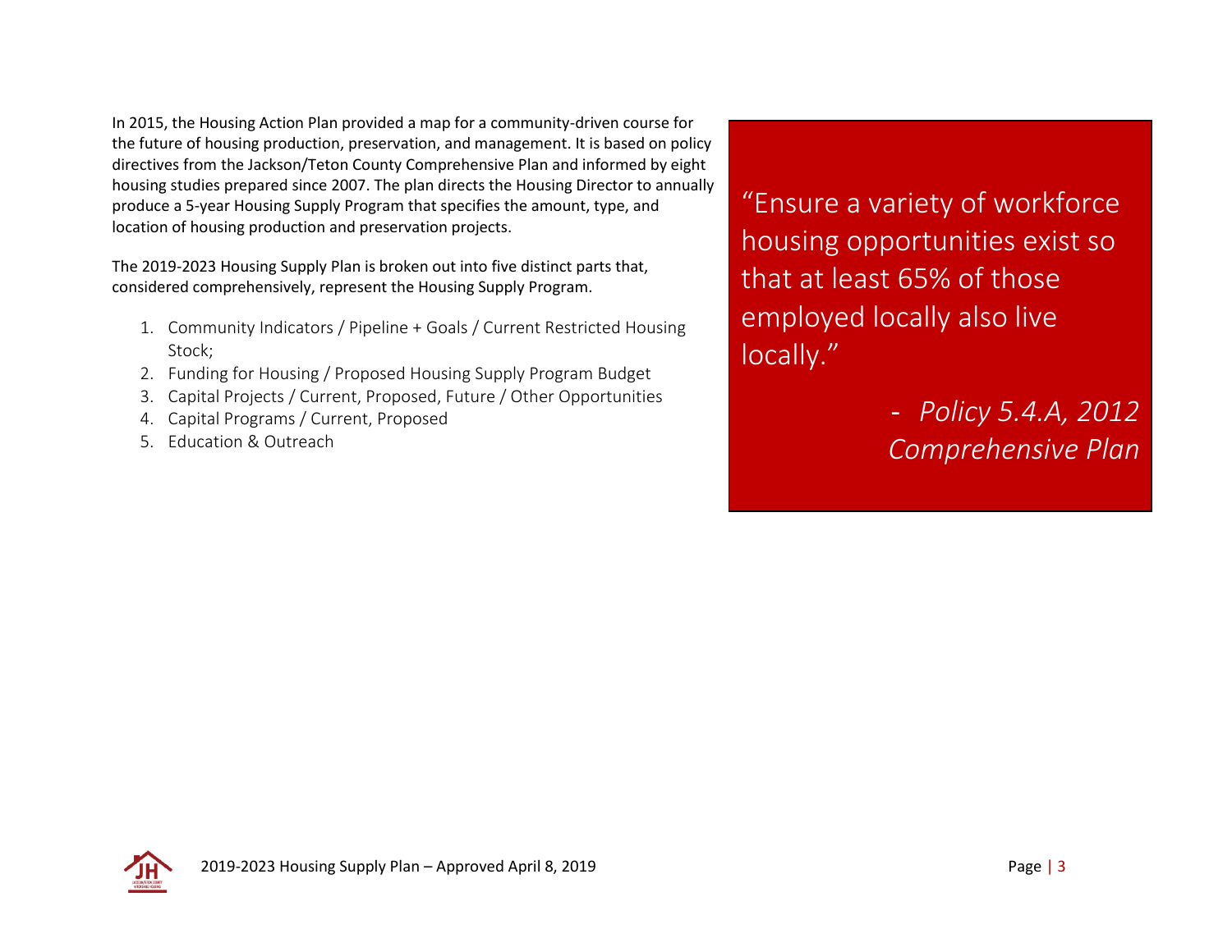In 2015, the Housing Action Plan provided a map for a community-driven course for the future of housing production, preservation, and management. It is based on policy directives from the Jackson/Teton County Comprehensive Plan and informed by eight housing studies prepared since 2007. The plan directs the Housing Director to annually produce a 5-year Housing Supply Program that specifies the amount, type, and location of housing production and preservation projects.

The 2019-2023 Housing Supply Plan is broken out into five distinct parts that, considered comprehensively, represent the Housing Supply Program.

1. Community Indicators / Pipeline + Goals / Current Restricted Housing Stock;
2. Funding for Housing / Proposed Housing Supply Program Budget
3. Capital Projects / Current, Proposed, Future / Other Opportunities
4. Capital Programs / Current, Proposed
5. Education & Outreach

> "Ensure a variety of workforce housing opportunities exist so that at least 65% of those employed locally also live locally."
>
> \- *Policy 5.4.A, 2012 Comprehensive Plan*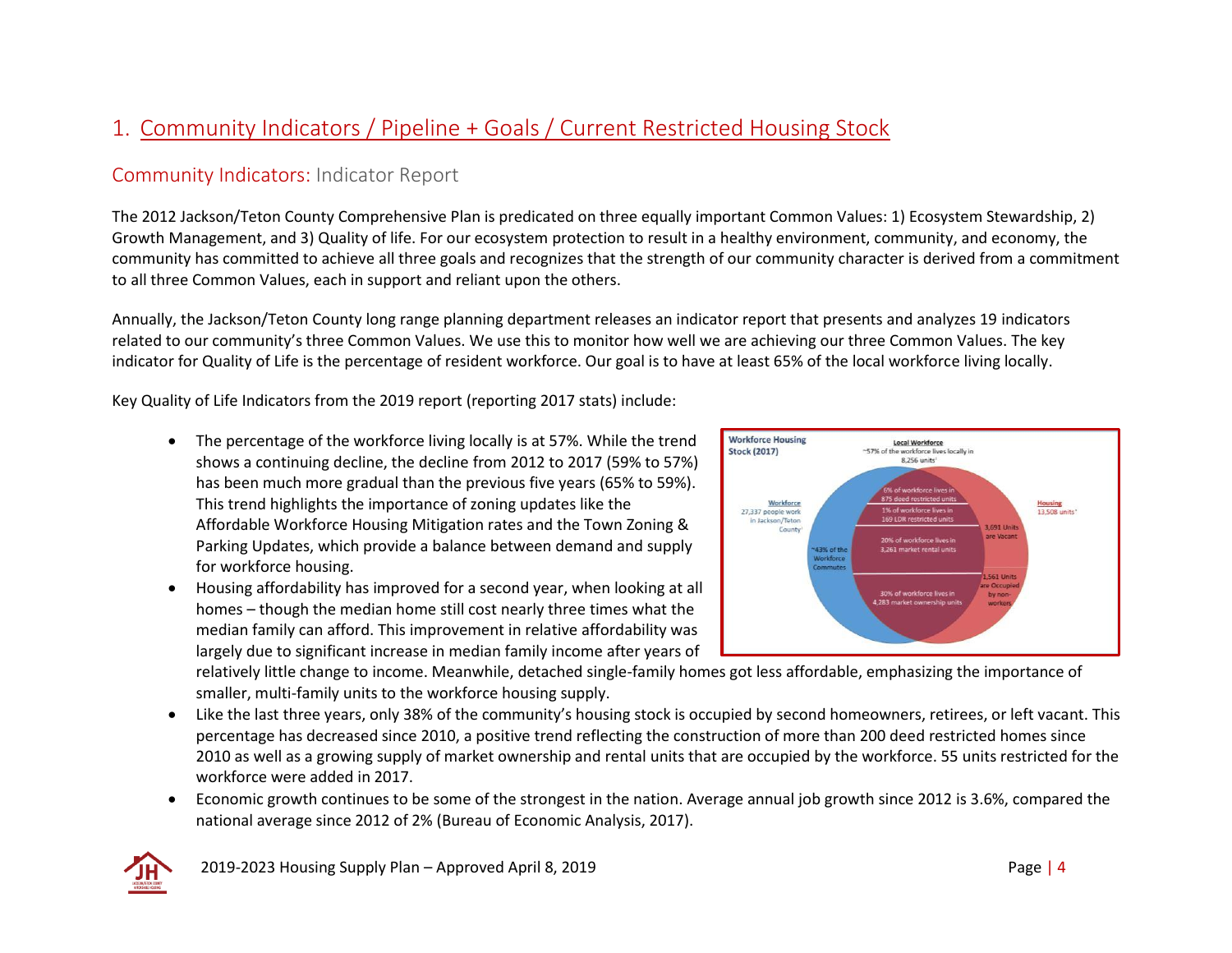# 1. Community Indicators / Pipeline + Goals / Current Restricted Housing Stock

## Community Indicators: Indicator Report

The 2012 Jackson/Teton County Comprehensive Plan is predicated on three equally important Common Values: 1) Ecosystem Stewardship, 2) Growth Management, and 3) Quality of life. For our ecosystem protection to result in a healthy environment, community, and economy, the community has committed to achieve all three goals and recognizes that the strength of our community character is derived from a commitment to all three Common Values, each in support and reliant upon the others.

Annually, the Jackson/Teton County long range planning department releases an indicator report that presents and analyzes 19 indicators related to our community's three Common Values. We use this to monitor how well we are achieving our three Common Values. The key indicator for Quality of Life is the percentage of resident workforce. Our goal is to have at least 65% of the local workforce living locally.

Key Quality of Life Indicators from the 2019 report (reporting 2017 stats) include:

- The percentage of the workforce living locally is at 57%. While the trend shows a continuing decline, the decline from 2012 to 2017 (59% to 57%) has been much more gradual than the previous five years (65% to 59%). This trend highlights the importance of zoning updates like the Affordable Workforce Housing Mitigation rates and the Town Zoning & Parking Updates, which provide a balance between demand and supply for workforce housing.
- Housing affordability has improved for a second year, when looking at all homes – though the median home still cost nearly three times what the median family can afford. This improvement in relative affordability was largely due to significant increase in median family income after years of relatively little change to income. Meanwhile, detached single-family homes got less affordable, emphasizing the importance of smaller, multi-family units to the workforce housing supply.
- Like the last three years, only 38% of the community's housing stock is occupied by second homeowners, retirees, or left vacant. This percentage has decreased since 2010, a positive trend reflecting the construction of more than 200 deed restricted homes since 2010 as well as a growing supply of market ownership and rental units that are occupied by the workforce. 55 units restricted for the workforce were added in 2017.
- Economic growth continues to be some of the strongest in the nation. Average annual job growth since 2012 is 3.6%, compared the national average since 2012 of 2% (Bureau of Economic Analysis, 2017).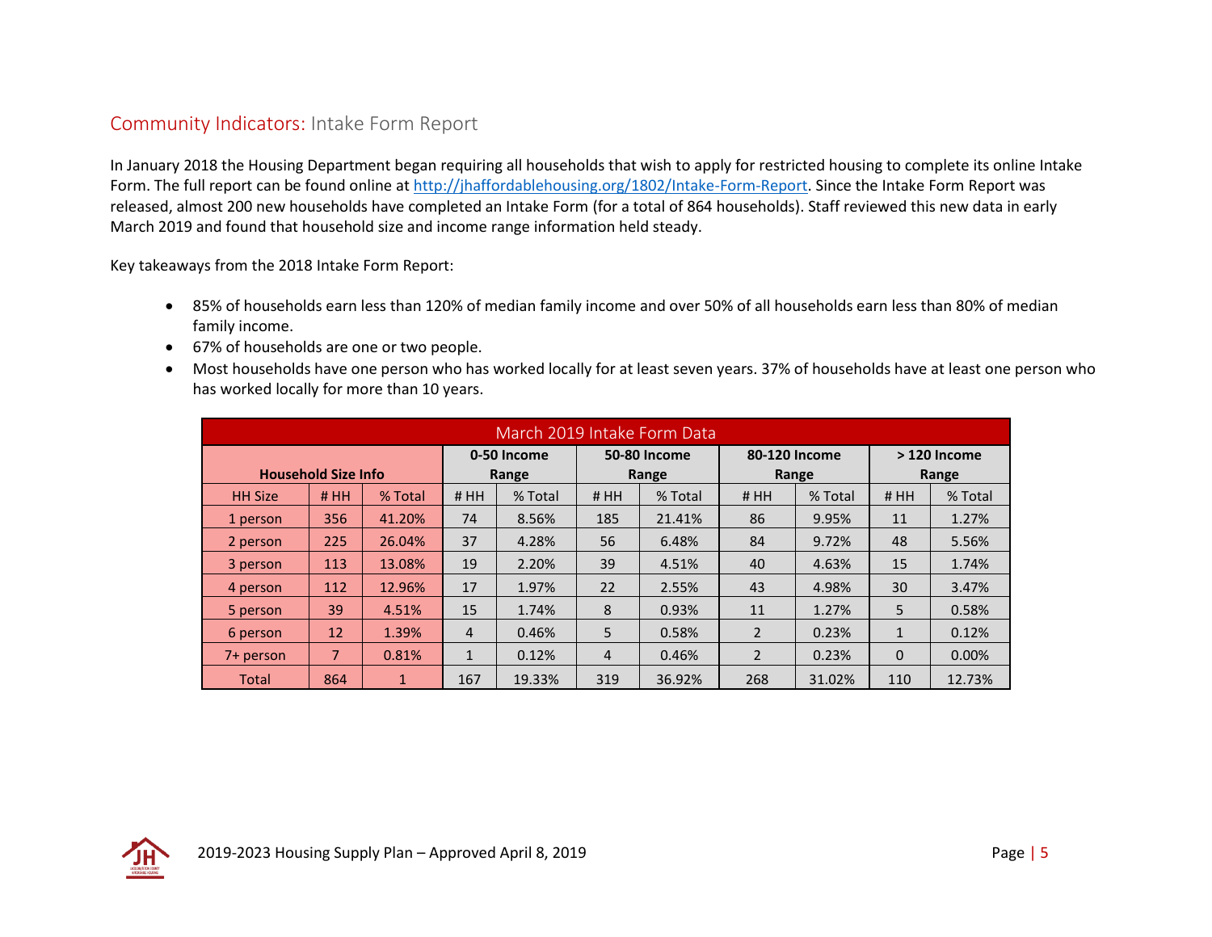## Community Indicators: Intake Form Report

In January 2018 the Housing Department began requiring all households that wish to apply for restricted housing to complete its online Intake Form. The full report can be found online at http://jhaffordablehousing.org/1802/Intake-Form-Report. Since the Intake Form Report was released, almost 200 new households have completed an Intake Form (for a total of 864 households). Staff reviewed this new data in early March 2019 and found that household size and income range information held steady.

Key takeaways from the 2018 Intake Form Report:

- 85% of households earn less than 120% of median family income and over 50% of all households earn less than 80% of median family income.
- 67% of households are one or two people.
- Most households have one person who has worked locally for at least seven years. 37% of households have at least one person who has worked locally for more than 10 years.

| March 2019 Intake Form Data | | | | | | | | | | |
|---|---|---|---|---|---|---|---|---|---|---|
| **Household Size Info** | | | **0-50 Income Range** | | **50-80 Income Range** | | **80-120 Income Range** | | **> 120 Income Range** | |
| HH Size | # HH | % Total | # HH | % Total | # HH | % Total | # HH | % Total | # HH | % Total |
| 1 person | 356 | 41.20% | 74 | 8.56% | 185 | 21.41% | 86 | 9.95% | 11 | 1.27% |
| 2 person | 225 | 26.04% | 37 | 4.28% | 56 | 6.48% | 84 | 9.72% | 48 | 5.56% |
| 3 person | 113 | 13.08% | 19 | 2.20% | 39 | 4.51% | 40 | 4.63% | 15 | 1.74% |
| 4 person | 112 | 12.96% | 17 | 1.97% | 22 | 2.55% | 43 | 4.98% | 30 | 3.47% |
| 5 person | 39 | 4.51% | 15 | 1.74% | 8 | 0.93% | 11 | 1.27% | 5 | 0.58% |
| 6 person | 12 | 1.39% | 4 | 0.46% | 5 | 0.58% | 2 | 0.23% | 1 | 0.12% |
| 7+ person | 7 | 0.81% | 1 | 0.12% | 4 | 0.46% | 2 | 0.23% | 0 | 0.00% |
| Total | 864 | 1 | 167 | 19.33% | 319 | 36.92% | 268 | 31.02% | 110 | 12.73% |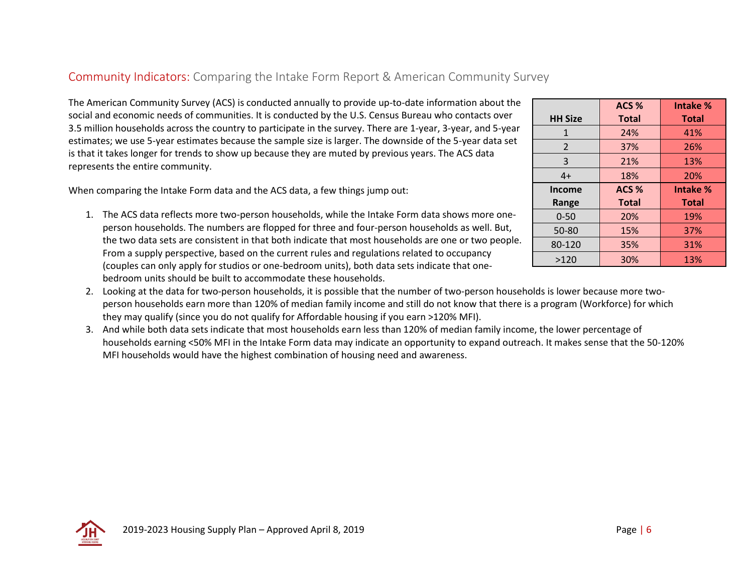## Community Indicators: Comparing the Intake Form Report & American Community Survey

The American Community Survey (ACS) is conducted annually to provide up-to-date information about the social and economic needs of communities. It is conducted by the U.S. Census Bureau who contacts over 3.5 million households across the country to participate in the survey. There are 1-year, 3-year, and 5-year estimates; we use 5-year estimates because the sample size is larger. The downside of the 5-year data set is that it takes longer for trends to show up because they are muted by previous years. The ACS data represents the entire community.

| HH Size | ACS % Total | Intake % Total |
|---|---|---|
| 1 | 24% | 41% |
| 2 | 37% | 26% |
| 3 | 21% | 13% |
| 4+ | 18% | 20% |
| **Income Range** | **ACS % Total** | **Intake % Total** |
| 0-50 | 20% | 19% |
| 50-80 | 15% | 37% |
| 80-120 | 35% | 31% |
| >120 | 30% | 13% |

When comparing the Intake Form data and the ACS data, a few things jump out:

1. The ACS data reflects more two-person households, while the Intake Form data shows more one-person households. The numbers are flopped for three and four-person households as well. But, the two data sets are consistent in that both indicate that most households are one or two people. From a supply perspective, based on the current rules and regulations related to occupancy (couples can only apply for studios or one-bedroom units), both data sets indicate that one-bedroom units should be built to accommodate these households.
2. Looking at the data for two-person households, it is possible that the number of two-person households is lower because more two-person households earn more than 120% of median family income and still do not know that there is a program (Workforce) for which they may qualify (since you do not qualify for Affordable housing if you earn >120% MFI).
3. And while both data sets indicate that most households earn less than 120% of median family income, the lower percentage of households earning <50% MFI in the Intake Form data may indicate an opportunity to expand outreach. It makes sense that the 50-120% MFI households would have the highest combination of housing need and awareness.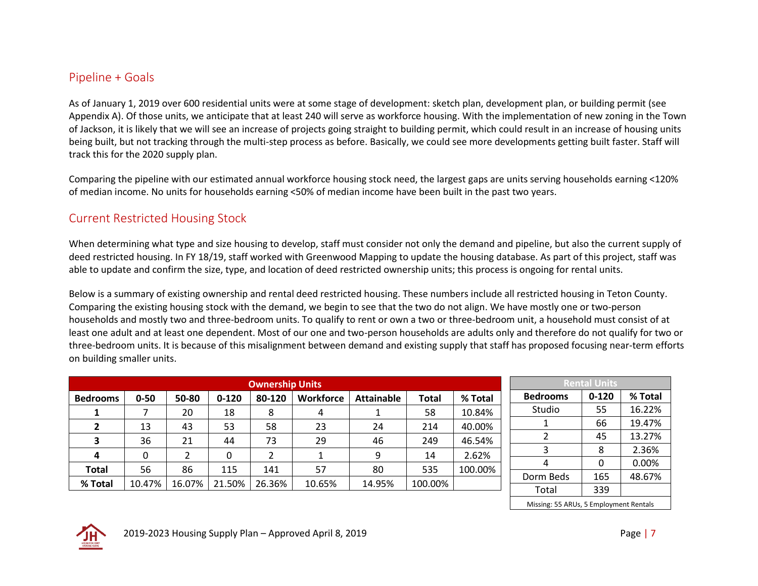## Pipeline + Goals

As of January 1, 2019 over 600 residential units were at some stage of development: sketch plan, development plan, or building permit (see Appendix A). Of those units, we anticipate that at least 240 will serve as workforce housing. With the implementation of new zoning in the Town of Jackson, it is likely that we will see an increase of projects going straight to building permit, which could result in an increase of housing units being built, but not tracking through the multi-step process as before. Basically, we could see more developments getting built faster. Staff will track this for the 2020 supply plan.

Comparing the pipeline with our estimated annual workforce housing stock need, the largest gaps are units serving households earning <120% of median income. No units for households earning <50% of median income have been built in the past two years.

## Current Restricted Housing Stock

When determining what type and size housing to develop, staff must consider not only the demand and pipeline, but also the current supply of deed restricted housing. In FY 18/19, staff worked with Greenwood Mapping to update the housing database. As part of this project, staff was able to update and confirm the size, type, and location of deed restricted ownership units; this process is ongoing for rental units.

Below is a summary of existing ownership and rental deed restricted housing. These numbers include all restricted housing in Teton County. Comparing the existing housing stock with the demand, we begin to see that the two do not align. We have mostly one or two-person households and mostly two and three-bedroom units. To qualify to rent or own a two or three-bedroom unit, a household must consist of at least one adult and at least one dependent. Most of our one and two-person households are adults only and therefore do not qualify for two or three-bedroom units. It is because of this misalignment between demand and existing supply that staff has proposed focusing near-term efforts on building smaller units.

| Ownership Units | | | | | | | | |
|---|---|---|---|---|---|---|---|---|
| **Bedrooms** | **0-50** | **50-80** | **0-120** | **80-120** | **Workforce** | **Attainable** | **Total** | **% Total** |
| **1** | 7 | 20 | 18 | 8 | 4 | 1 | 58 | 10.84% |
| **2** | 13 | 43 | 53 | 58 | 23 | 24 | 214 | 40.00% |
| **3** | 36 | 21 | 44 | 73 | 29 | 46 | 249 | 46.54% |
| **4** | 0 | 2 | 0 | 2 | 1 | 9 | 14 | 2.62% |
| **Total** | 56 | 86 | 115 | 141 | 57 | 80 | 535 | 100.00% |
| **% Total** | 10.47% | 16.07% | 21.50% | 26.36% | 10.65% | 14.95% | 100.00% | |

| Rental Units | | |
|---|---|---|
| **Bedrooms** | **0-120** | **% Total** |
| Studio | 55 | 16.22% |
| 1 | 66 | 19.47% |
| 2 | 45 | 13.27% |
| 3 | 8 | 2.36% |
| 4 | 0 | 0.00% |
| Dorm Beds | 165 | 48.67% |
| Total | 339 | |

Missing: 55 ARUs, 5 Employment Rentals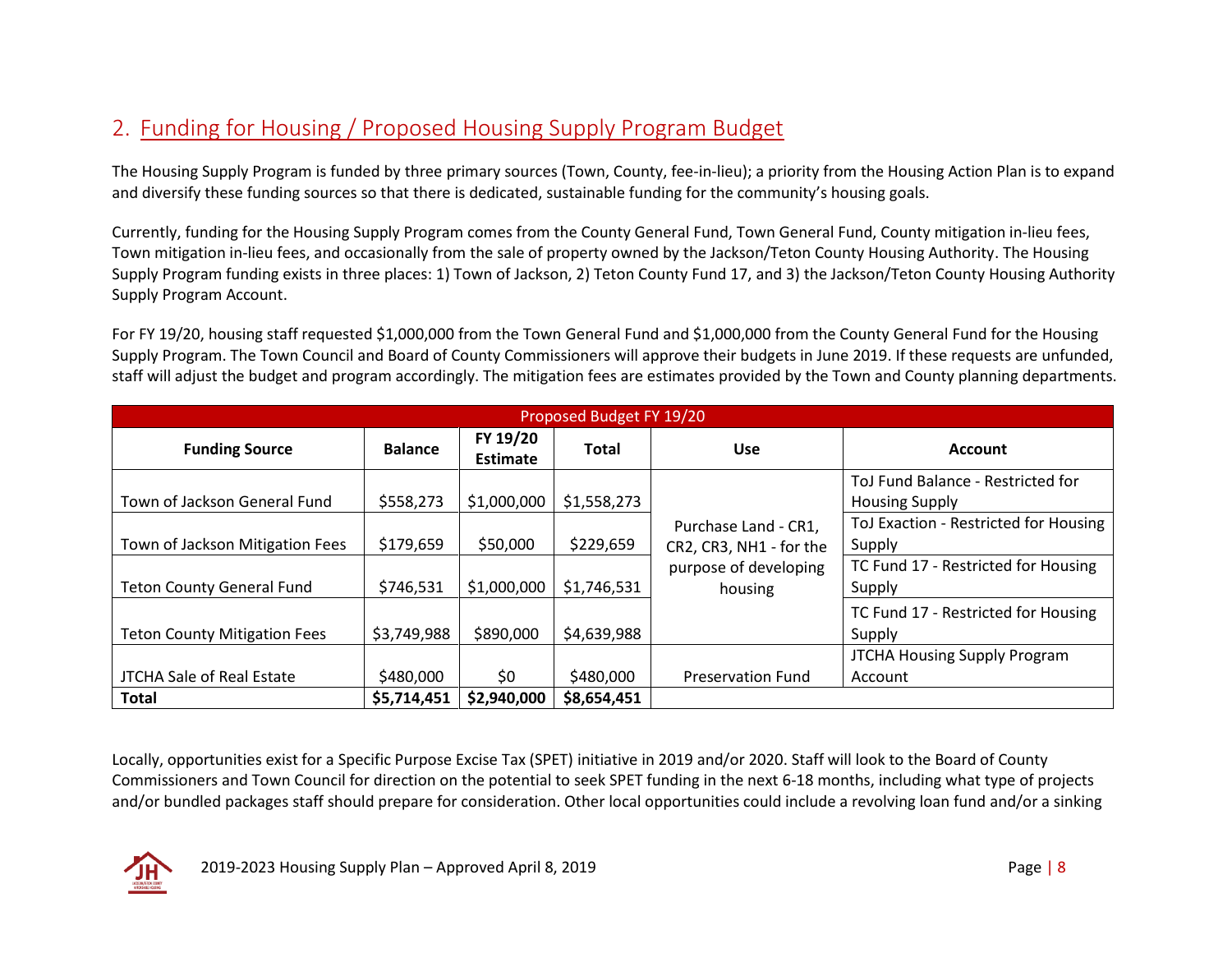## 2. Funding for Housing / Proposed Housing Supply Program Budget

The Housing Supply Program is funded by three primary sources (Town, County, fee-in-lieu); a priority from the Housing Action Plan is to expand and diversify these funding sources so that there is dedicated, sustainable funding for the community's housing goals.

Currently, funding for the Housing Supply Program comes from the County General Fund, Town General Fund, County mitigation in-lieu fees, Town mitigation in-lieu fees, and occasionally from the sale of property owned by the Jackson/Teton County Housing Authority. The Housing Supply Program funding exists in three places: 1) Town of Jackson, 2) Teton County Fund 17, and 3) the Jackson/Teton County Housing Authority Supply Program Account.

For FY 19/20, housing staff requested $1,000,000 from the Town General Fund and $1,000,000 from the County General Fund for the Housing Supply Program. The Town Council and Board of County Commissioners will approve their budgets in June 2019. If these requests are unfunded, staff will adjust the budget and program accordingly. The mitigation fees are estimates provided by the Town and County planning departments.

| Proposed Budget FY 19/20 | | | | | |
|---|---|---|---|---|---|
| **Funding Source** | **Balance** | **FY 19/20 Estimate** | **Total** | **Use** | **Account** |
| Town of Jackson General Fund | $558,273 | $1,000,000 | $1,558,273 | Purchase Land - CR1, CR2, CR3, NH1 - for the purpose of developing housing | ToJ Fund Balance - Restricted for Housing Supply |
| Town of Jackson Mitigation Fees | $179,659 | $50,000 | $229,659 | | ToJ Exaction - Restricted for Housing Supply |
| Teton County General Fund | $746,531 | $1,000,000 | $1,746,531 | | TC Fund 17 - Restricted for Housing Supply |
| Teton County Mitigation Fees | $3,749,988 | $890,000 | $4,639,988 | | TC Fund 17 - Restricted for Housing Supply |
| JTCHA Sale of Real Estate | $480,000 | $0 | $480,000 | Preservation Fund | JTCHA Housing Supply Program Account |
| **Total** | **$5,714,451** | **$2,940,000** | **$8,654,451** | | |

Locally, opportunities exist for a Specific Purpose Excise Tax (SPET) initiative in 2019 and/or 2020. Staff will look to the Board of County Commissioners and Town Council for direction on the potential to seek SPET funding in the next 6-18 months, including what type of projects and/or bundled packages staff should prepare for consideration. Other local opportunities could include a revolving loan fund and/or a sinking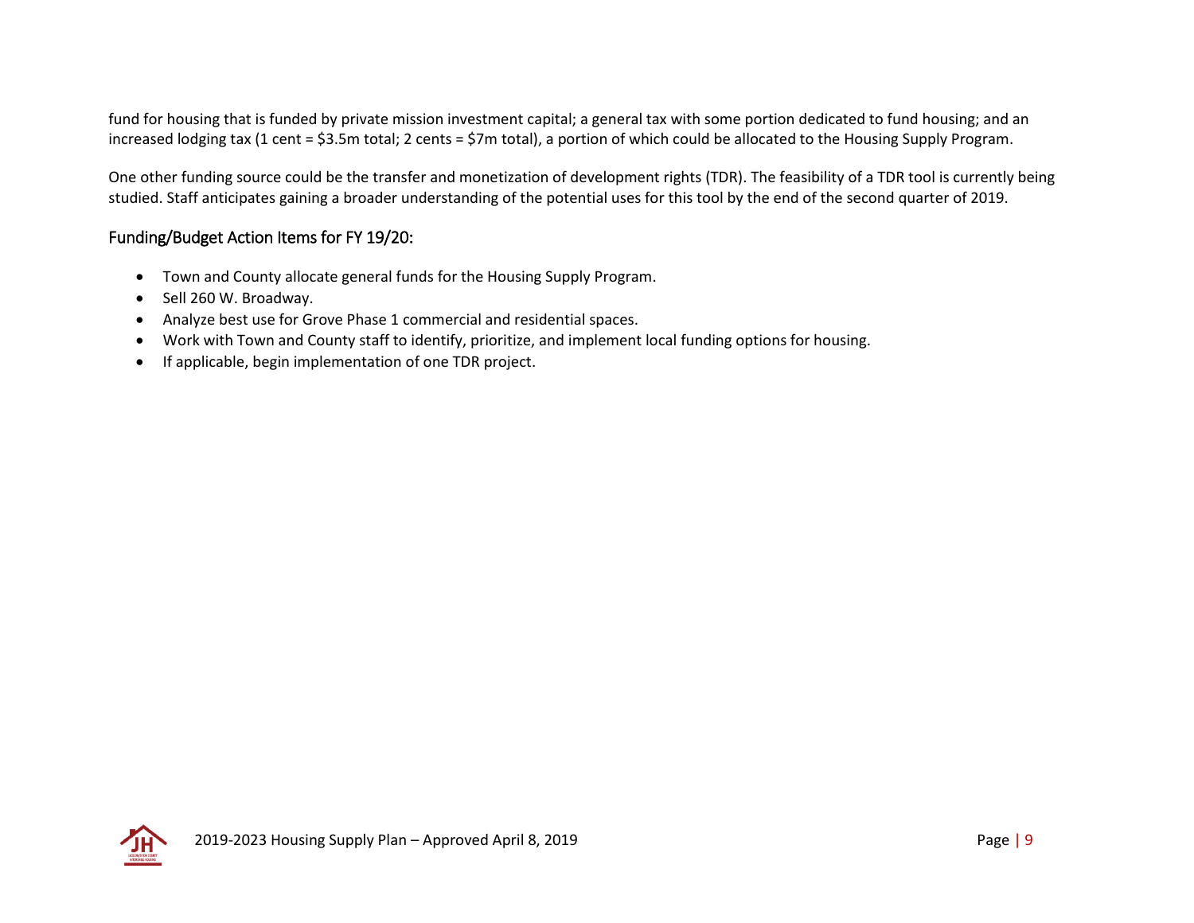fund for housing that is funded by private mission investment capital; a general tax with some portion dedicated to fund housing; and an increased lodging tax (1 cent = $3.5m total; 2 cents = $7m total), a portion of which could be allocated to the Housing Supply Program.

One other funding source could be the transfer and monetization of development rights (TDR). The feasibility of a TDR tool is currently being studied. Staff anticipates gaining a broader understanding of the potential uses for this tool by the end of the second quarter of 2019.

## Funding/Budget Action Items for FY 19/20:

- Town and County allocate general funds for the Housing Supply Program.
- Sell 260 W. Broadway.
- Analyze best use for Grove Phase 1 commercial and residential spaces.
- Work with Town and County staff to identify, prioritize, and implement local funding options for housing.
- If applicable, begin implementation of one TDR project.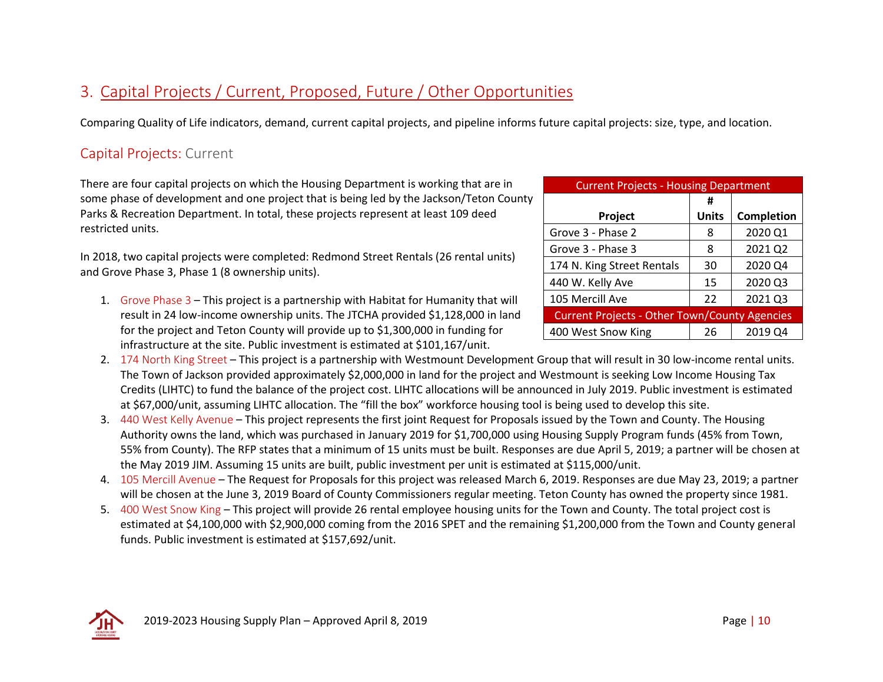## 3. Capital Projects / Current, Proposed, Future / Other Opportunities

Comparing Quality of Life indicators, demand, current capital projects, and pipeline informs future capital projects: size, type, and location.

### Capital Projects: Current

There are four capital projects on which the Housing Department is working that are in some phase of development and one project that is being led by the Jackson/Teton County Parks & Recreation Department. In total, these projects represent at least 109 deed restricted units.

In 2018, two capital projects were completed: Redmond Street Rentals (26 rental units) and Grove Phase 3, Phase 1 (8 ownership units).

| Current Projects - Housing Department | | |
|---|---|---|
| Project | # Units | Completion |
| Grove 3 - Phase 2 | 8 | 2020 Q1 |
| Grove 3 - Phase 3 | 8 | 2021 Q2 |
| 174 N. King Street Rentals | 30 | 2020 Q4 |
| 440 W. Kelly Ave | 15 | 2020 Q3 |
| 105 Mercill Ave | 22 | 2021 Q3 |
| **Current Projects - Other Town/County Agencies** | | |
| 400 West Snow King | 26 | 2019 Q4 |

1. Grove Phase 3 – This project is a partnership with Habitat for Humanity that will result in 24 low-income ownership units. The JTCHA provided $1,128,000 in land for the project and Teton County will provide up to $1,300,000 in funding for infrastructure at the site. Public investment is estimated at $101,167/unit.
2. 174 North King Street – This project is a partnership with Westmount Development Group that will result in 30 low-income rental units. The Town of Jackson provided approximately $2,000,000 in land for the project and Westmount is seeking Low Income Housing Tax Credits (LIHTC) to fund the balance of the project cost. LIHTC allocations will be announced in July 2019. Public investment is estimated at $67,000/unit, assuming LIHTC allocation. The "fill the box" workforce housing tool is being used to develop this site.
3. 440 West Kelly Avenue – This project represents the first joint Request for Proposals issued by the Town and County. The Housing Authority owns the land, which was purchased in January 2019 for $1,700,000 using Housing Supply Program funds (45% from Town, 55% from County). The RFP states that a minimum of 15 units must be built. Responses are due April 5, 2019; a partner will be chosen at the May 2019 JIM. Assuming 15 units are built, public investment per unit is estimated at $115,000/unit.
4. 105 Mercill Avenue – The Request for Proposals for this project was released March 6, 2019. Responses are due May 23, 2019; a partner will be chosen at the June 3, 2019 Board of County Commissioners regular meeting. Teton County has owned the property since 1981.
5. 400 West Snow King – This project will provide 26 rental employee housing units for the Town and County. The total project cost is estimated at $4,100,000 with $2,900,000 coming from the 2016 SPET and the remaining $1,200,000 from the Town and County general funds. Public investment is estimated at $157,692/unit.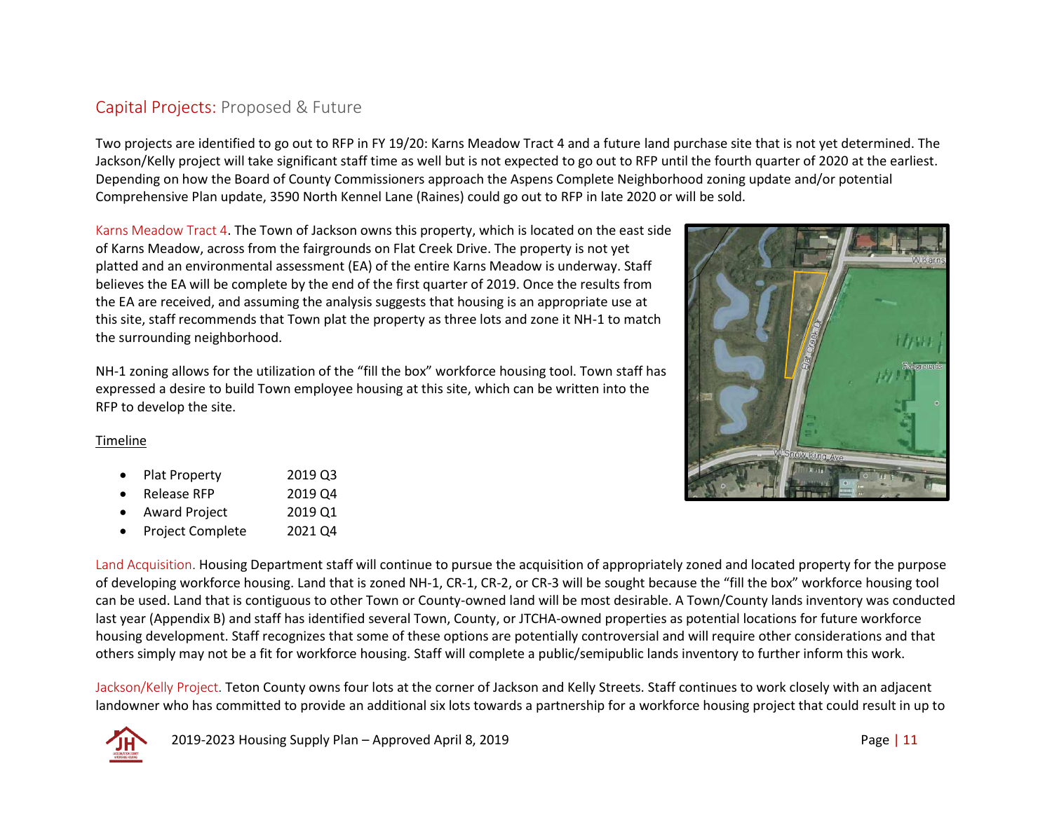## Capital Projects: Proposed & Future

Two projects are identified to go out to RFP in FY 19/20: Karns Meadow Tract 4 and a future land purchase site that is not yet determined. The Jackson/Kelly project will take significant staff time as well but is not expected to go out to RFP until the fourth quarter of 2020 at the earliest. Depending on how the Board of County Commissioners approach the Aspens Complete Neighborhood zoning update and/or potential Comprehensive Plan update, 3590 North Kennel Lane (Raines) could go out to RFP in late 2020 or will be sold.

Karns Meadow Tract 4. The Town of Jackson owns this property, which is located on the east side of Karns Meadow, across from the fairgrounds on Flat Creek Drive. The property is not yet platted and an environmental assessment (EA) of the entire Karns Meadow is underway. Staff believes the EA will be complete by the end of the first quarter of 2019. Once the results from the EA are received, and assuming the analysis suggests that housing is an appropriate use at this site, staff recommends that Town plat the property as three lots and zone it NH-1 to match the surrounding neighborhood.

NH-1 zoning allows for the utilization of the "fill the box" workforce housing tool. Town staff has expressed a desire to build Town employee housing at this site, which can be written into the RFP to develop the site.

Timeline

- Plat Property 2019 Q3
- Release RFP 2019 Q4
- Award Project 2019 Q1
- Project Complete 2021 Q4

Land Acquisition. Housing Department staff will continue to pursue the acquisition of appropriately zoned and located property for the purpose of developing workforce housing. Land that is zoned NH-1, CR-1, CR-2, or CR-3 will be sought because the "fill the box" workforce housing tool can be used. Land that is contiguous to other Town or County-owned land will be most desirable. A Town/County lands inventory was conducted last year (Appendix B) and staff has identified several Town, County, or JTCHA-owned properties as potential locations for future workforce housing development. Staff recognizes that some of these options are potentially controversial and will require other considerations and that others simply may not be a fit for workforce housing. Staff will complete a public/semipublic lands inventory to further inform this work.

Jackson/Kelly Project. Teton County owns four lots at the corner of Jackson and Kelly Streets. Staff continues to work closely with an adjacent landowner who has committed to provide an additional six lots towards a partnership for a workforce housing project that could result in up to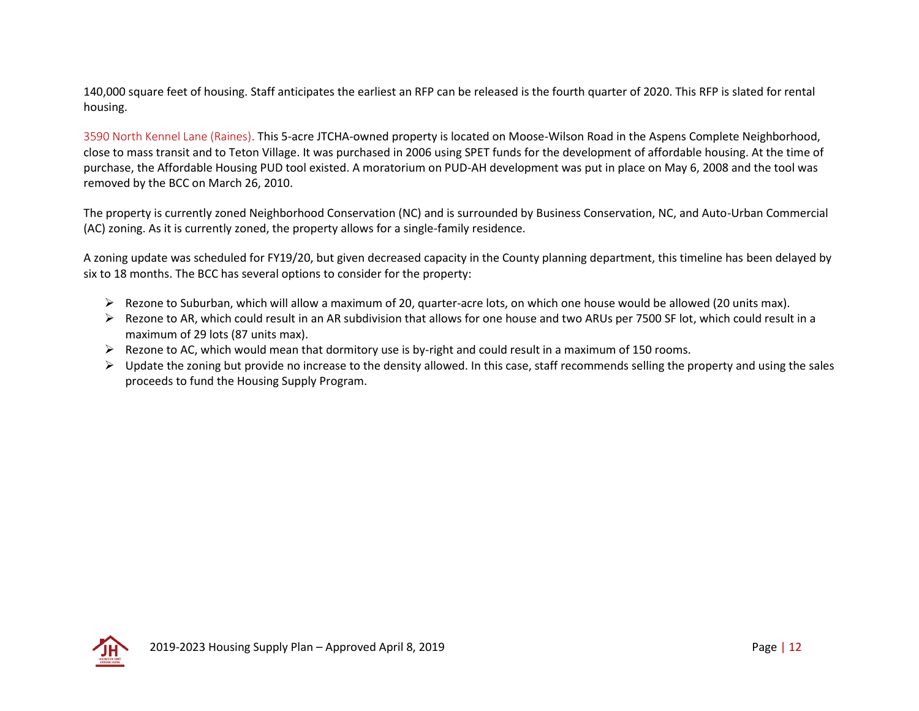140,000 square feet of housing. Staff anticipates the earliest an RFP can be released is the fourth quarter of 2020. This RFP is slated for rental housing.

3590 North Kennel Lane (Raines). This 5-acre JTCHA-owned property is located on Moose-Wilson Road in the Aspens Complete Neighborhood, close to mass transit and to Teton Village. It was purchased in 2006 using SPET funds for the development of affordable housing. At the time of purchase, the Affordable Housing PUD tool existed. A moratorium on PUD-AH development was put in place on May 6, 2008 and the tool was removed by the BCC on March 26, 2010.

The property is currently zoned Neighborhood Conservation (NC) and is surrounded by Business Conservation, NC, and Auto-Urban Commercial (AC) zoning. As it is currently zoned, the property allows for a single-family residence.

A zoning update was scheduled for FY19/20, but given decreased capacity in the County planning department, this timeline has been delayed by six to 18 months. The BCC has several options to consider for the property:

- Rezone to Suburban, which will allow a maximum of 20, quarter-acre lots, on which one house would be allowed (20 units max).
- Rezone to AR, which could result in an AR subdivision that allows for one house and two ARUs per 7500 SF lot, which could result in a maximum of 29 lots (87 units max).
- Rezone to AC, which would mean that dormitory use is by-right and could result in a maximum of 150 rooms.
- Update the zoning but provide no increase to the density allowed. In this case, staff recommends selling the property and using the sales proceeds to fund the Housing Supply Program.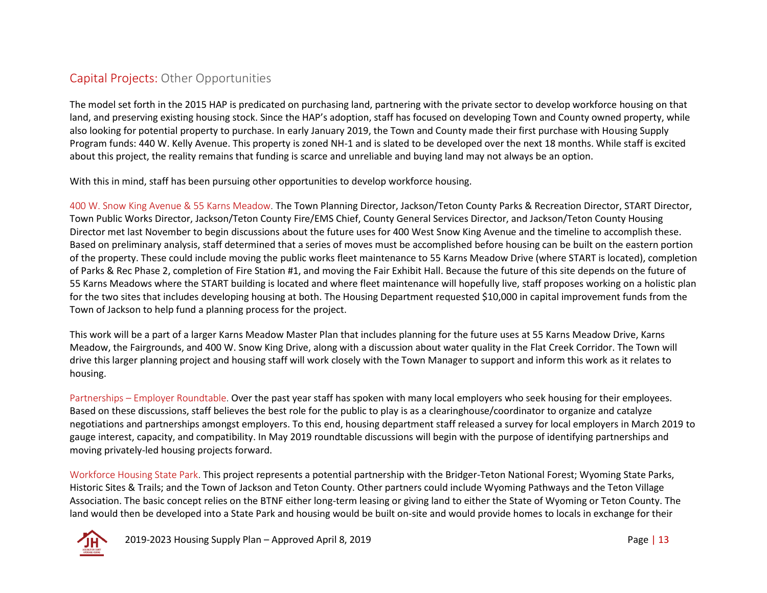## Capital Projects: Other Opportunities

The model set forth in the 2015 HAP is predicated on purchasing land, partnering with the private sector to develop workforce housing on that land, and preserving existing housing stock. Since the HAP's adoption, staff has focused on developing Town and County owned property, while also looking for potential property to purchase. In early January 2019, the Town and County made their first purchase with Housing Supply Program funds: 440 W. Kelly Avenue. This property is zoned NH-1 and is slated to be developed over the next 18 months. While staff is excited about this project, the reality remains that funding is scarce and unreliable and buying land may not always be an option.

With this in mind, staff has been pursuing other opportunities to develop workforce housing.

400 W. Snow King Avenue & 55 Karns Meadow. The Town Planning Director, Jackson/Teton County Parks & Recreation Director, START Director, Town Public Works Director, Jackson/Teton County Fire/EMS Chief, County General Services Director, and Jackson/Teton County Housing Director met last November to begin discussions about the future uses for 400 West Snow King Avenue and the timeline to accomplish these. Based on preliminary analysis, staff determined that a series of moves must be accomplished before housing can be built on the eastern portion of the property. These could include moving the public works fleet maintenance to 55 Karns Meadow Drive (where START is located), completion of Parks & Rec Phase 2, completion of Fire Station #1, and moving the Fair Exhibit Hall. Because the future of this site depends on the future of 55 Karns Meadows where the START building is located and where fleet maintenance will hopefully live, staff proposes working on a holistic plan for the two sites that includes developing housing at both. The Housing Department requested $10,000 in capital improvement funds from the Town of Jackson to help fund a planning process for the project.

This work will be a part of a larger Karns Meadow Master Plan that includes planning for the future uses at 55 Karns Meadow Drive, Karns Meadow, the Fairgrounds, and 400 W. Snow King Drive, along with a discussion about water quality in the Flat Creek Corridor. The Town will drive this larger planning project and housing staff will work closely with the Town Manager to support and inform this work as it relates to housing.

Partnerships – Employer Roundtable. Over the past year staff has spoken with many local employers who seek housing for their employees. Based on these discussions, staff believes the best role for the public to play is as a clearinghouse/coordinator to organize and catalyze negotiations and partnerships amongst employers. To this end, housing department staff released a survey for local employers in March 2019 to gauge interest, capacity, and compatibility. In May 2019 roundtable discussions will begin with the purpose of identifying partnerships and moving privately-led housing projects forward.

Workforce Housing State Park. This project represents a potential partnership with the Bridger-Teton National Forest; Wyoming State Parks, Historic Sites & Trails; and the Town of Jackson and Teton County. Other partners could include Wyoming Pathways and the Teton Village Association. The basic concept relies on the BTNF either long-term leasing or giving land to either the State of Wyoming or Teton County. The land would then be developed into a State Park and housing would be built on-site and would provide homes to locals in exchange for their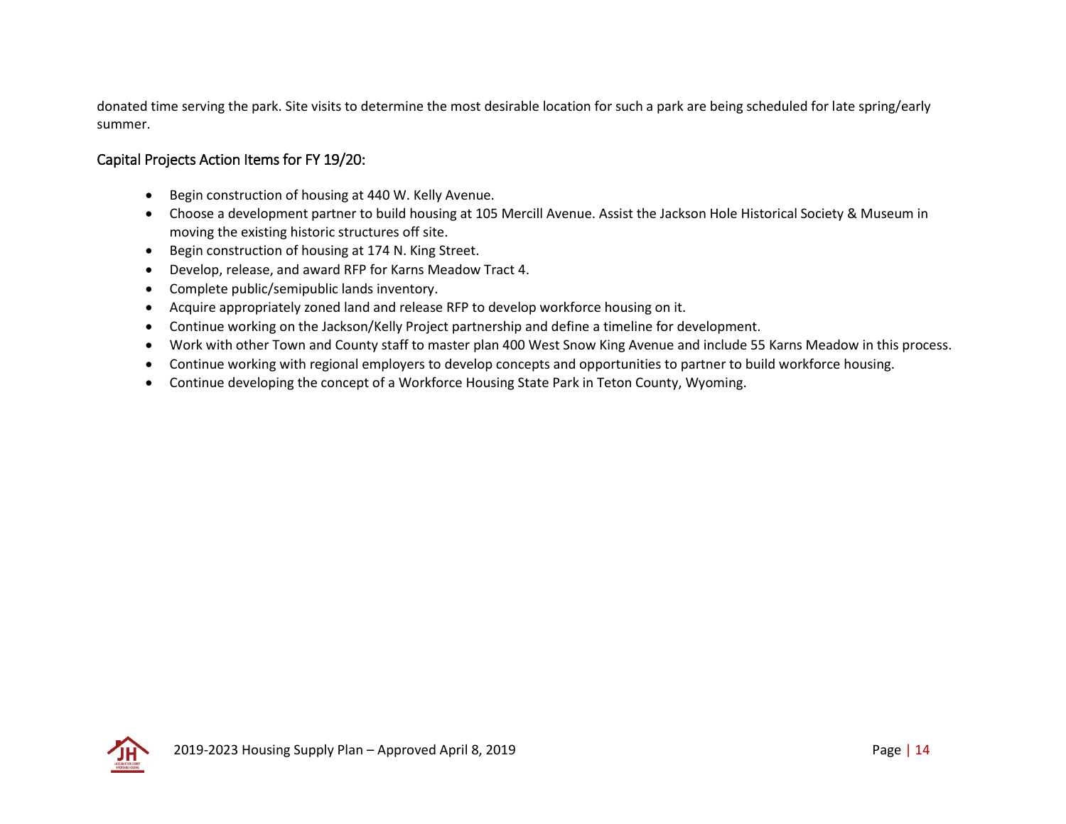donated time serving the park. Site visits to determine the most desirable location for such a park are being scheduled for late spring/early summer.

## Capital Projects Action Items for FY 19/20:

- Begin construction of housing at 440 W. Kelly Avenue.
- Choose a development partner to build housing at 105 Mercill Avenue. Assist the Jackson Hole Historical Society & Museum in moving the existing historic structures off site.
- Begin construction of housing at 174 N. King Street.
- Develop, release, and award RFP for Karns Meadow Tract 4.
- Complete public/semipublic lands inventory.
- Acquire appropriately zoned land and release RFP to develop workforce housing on it.
- Continue working on the Jackson/Kelly Project partnership and define a timeline for development.
- Work with other Town and County staff to master plan 400 West Snow King Avenue and include 55 Karns Meadow in this process.
- Continue working with regional employers to develop concepts and opportunities to partner to build workforce housing.
- Continue developing the concept of a Workforce Housing State Park in Teton County, Wyoming.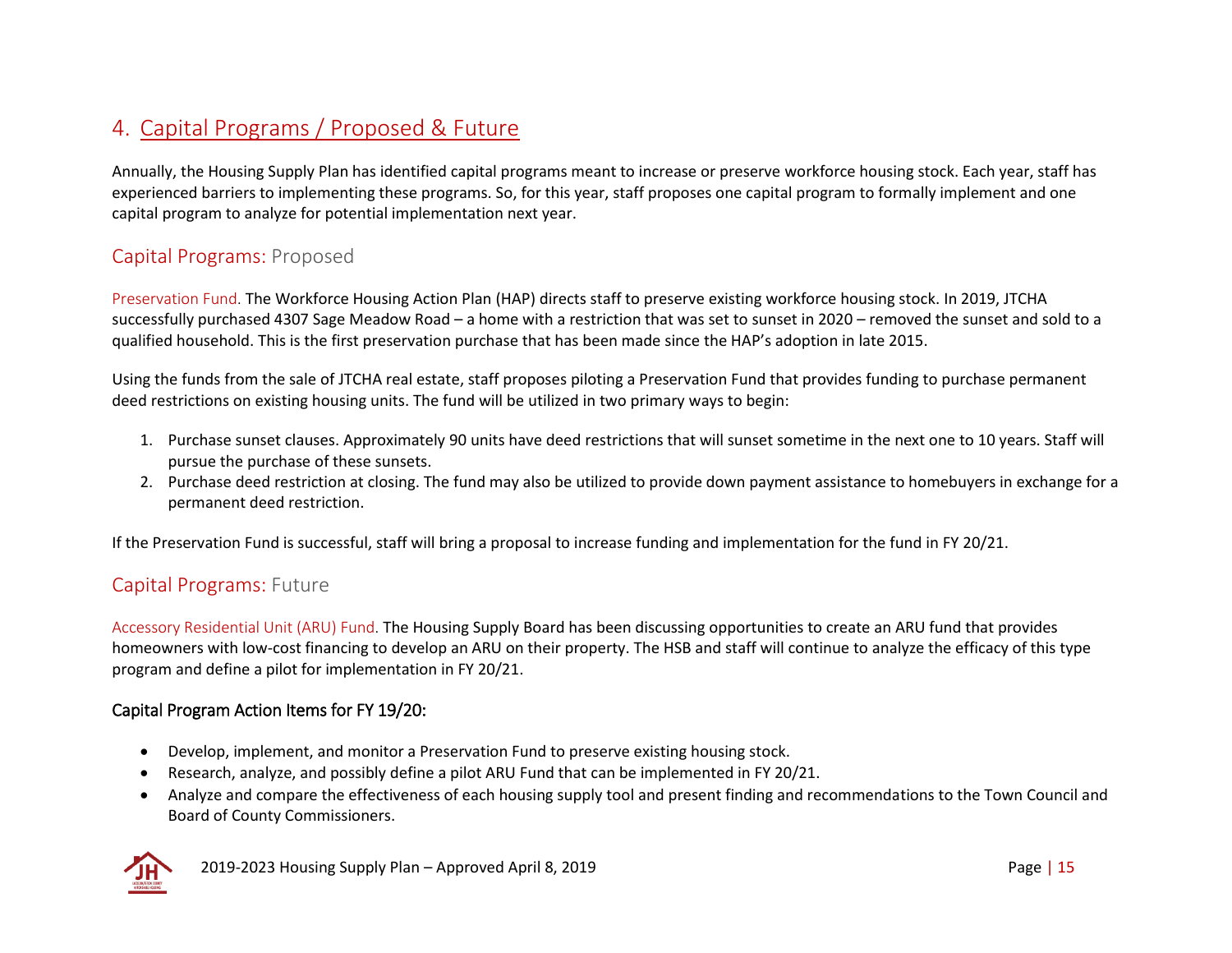# 4. Capital Programs / Proposed & Future

Annually, the Housing Supply Plan has identified capital programs meant to increase or preserve workforce housing stock. Each year, staff has experienced barriers to implementing these programs. So, for this year, staff proposes one capital program to formally implement and one capital program to analyze for potential implementation next year.

## Capital Programs: Proposed

Preservation Fund. The Workforce Housing Action Plan (HAP) directs staff to preserve existing workforce housing stock. In 2019, JTCHA successfully purchased 4307 Sage Meadow Road – a home with a restriction that was set to sunset in 2020 – removed the sunset and sold to a qualified household. This is the first preservation purchase that has been made since the HAP's adoption in late 2015.

Using the funds from the sale of JTCHA real estate, staff proposes piloting a Preservation Fund that provides funding to purchase permanent deed restrictions on existing housing units. The fund will be utilized in two primary ways to begin:

1. Purchase sunset clauses. Approximately 90 units have deed restrictions that will sunset sometime in the next one to 10 years. Staff will pursue the purchase of these sunsets.
2. Purchase deed restriction at closing. The fund may also be utilized to provide down payment assistance to homebuyers in exchange for a permanent deed restriction.

If the Preservation Fund is successful, staff will bring a proposal to increase funding and implementation for the fund in FY 20/21.

## Capital Programs: Future

Accessory Residential Unit (ARU) Fund. The Housing Supply Board has been discussing opportunities to create an ARU fund that provides homeowners with low-cost financing to develop an ARU on their property. The HSB and staff will continue to analyze the efficacy of this type program and define a pilot for implementation in FY 20/21.

### Capital Program Action Items for FY 19/20:

- Develop, implement, and monitor a Preservation Fund to preserve existing housing stock.
- Research, analyze, and possibly define a pilot ARU Fund that can be implemented in FY 20/21.
- Analyze and compare the effectiveness of each housing supply tool and present finding and recommendations to the Town Council and Board of County Commissioners.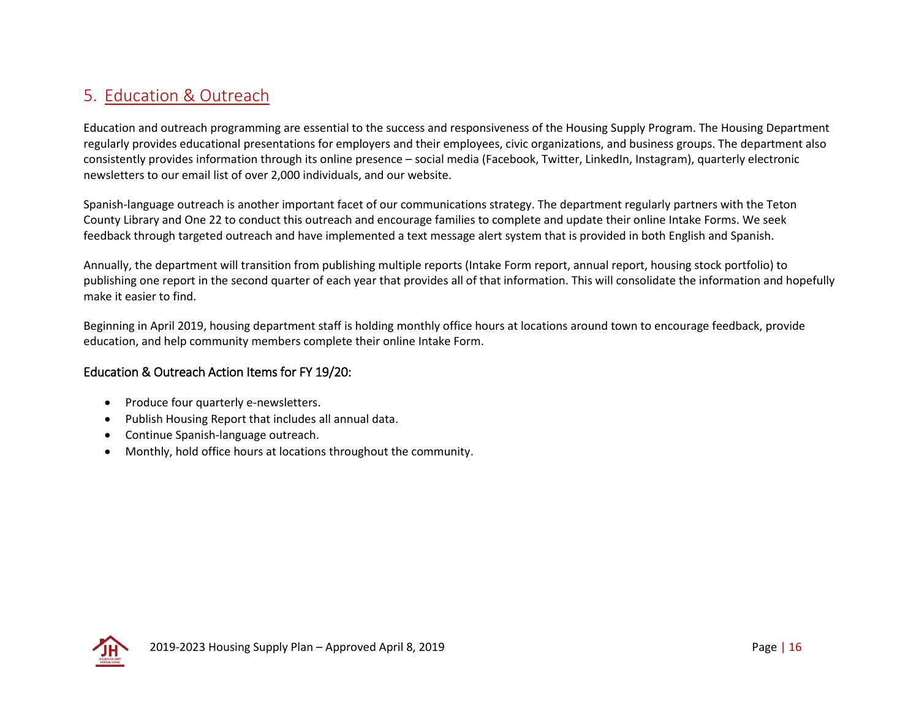## 5. Education & Outreach

Education and outreach programming are essential to the success and responsiveness of the Housing Supply Program. The Housing Department regularly provides educational presentations for employers and their employees, civic organizations, and business groups. The department also consistently provides information through its online presence – social media (Facebook, Twitter, LinkedIn, Instagram), quarterly electronic newsletters to our email list of over 2,000 individuals, and our website.

Spanish-language outreach is another important facet of our communications strategy. The department regularly partners with the Teton County Library and One 22 to conduct this outreach and encourage families to complete and update their online Intake Forms. We seek feedback through targeted outreach and have implemented a text message alert system that is provided in both English and Spanish.

Annually, the department will transition from publishing multiple reports (Intake Form report, annual report, housing stock portfolio) to publishing one report in the second quarter of each year that provides all of that information. This will consolidate the information and hopefully make it easier to find.

Beginning in April 2019, housing department staff is holding monthly office hours at locations around town to encourage feedback, provide education, and help community members complete their online Intake Form.

### Education & Outreach Action Items for FY 19/20:

- Produce four quarterly e-newsletters.
- Publish Housing Report that includes all annual data.
- Continue Spanish-language outreach.
- Monthly, hold office hours at locations throughout the community.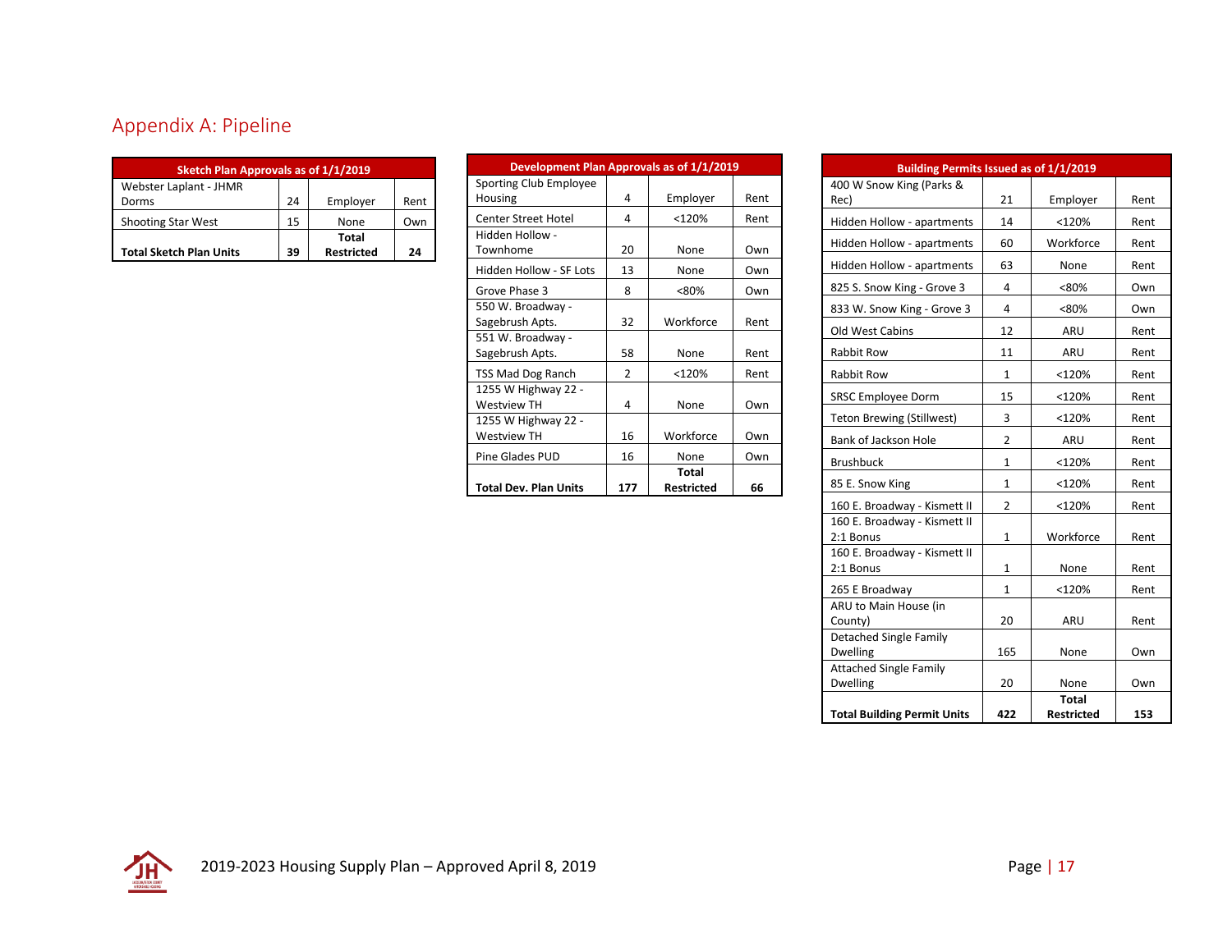## Appendix A: Pipeline

| Sketch Plan Approvals as of 1/1/2019 | | | |
|---|---|---|---|
| Webster Laplant - JHMR Dorms | 24 | Employer | Rent |
| Shooting Star West | 15 | None | Own |
| **Total Sketch Plan Units** | **39** | **Total Restricted** | **24** |

| Development Plan Approvals as of 1/1/2019 | | | |
|---|---|---|---|
| Sporting Club Employee Housing | 4 | Employer | Rent |
| Center Street Hotel | 4 | <120% | Rent |
| Hidden Hollow - Townhome | 20 | None | Own |
| Hidden Hollow - SF Lots | 13 | None | Own |
| Grove Phase 3 | 8 | <80% | Own |
| 550 W. Broadway - Sagebrush Apts. | 32 | Workforce | Rent |
| 551 W. Broadway - Sagebrush Apts. | 58 | None | Rent |
| TSS Mad Dog Ranch | 2 | <120% | Rent |
| 1255 W Highway 22 - Westview TH | 4 | None | Own |
| 1255 W Highway 22 - Westview TH | 16 | Workforce | Own |
| Pine Glades PUD | 16 | None | Own |
| **Total Dev. Plan Units** | **177** | **Total Restricted** | **66** |

| Building Permits Issued as of 1/1/2019 | | | |
|---|---|---|---|
| 400 W Snow King (Parks & Rec) | 21 | Employer | Rent |
| Hidden Hollow - apartments | 14 | <120% | Rent |
| Hidden Hollow - apartments | 60 | Workforce | Rent |
| Hidden Hollow - apartments | 63 | None | Rent |
| 825 S. Snow King - Grove 3 | 4 | <80% | Own |
| 833 W. Snow King - Grove 3 | 4 | <80% | Own |
| Old West Cabins | 12 | ARU | Rent |
| Rabbit Row | 11 | ARU | Rent |
| Rabbit Row | 1 | <120% | Rent |
| SRSC Employee Dorm | 15 | <120% | Rent |
| Teton Brewing (Stillwest) | 3 | <120% | Rent |
| Bank of Jackson Hole | 2 | ARU | Rent |
| Brushbuck | 1 | <120% | Rent |
| 85 E. Snow King | 1 | <120% | Rent |
| 160 E. Broadway - Kismett II | 2 | <120% | Rent |
| 160 E. Broadway - Kismett II 2:1 Bonus | 1 | Workforce | Rent |
| 160 E. Broadway - Kismett II 2:1 Bonus | 1 | None | Rent |
| 265 E Broadway | 1 | <120% | Rent |
| ARU to Main House (in County) | 20 | ARU | Rent |
| Detached Single Family Dwelling | 165 | None | Own |
| Attached Single Family Dwelling | 20 | None | Own |
| **Total Building Permit Units** | **422** | **Total Restricted** | **153** |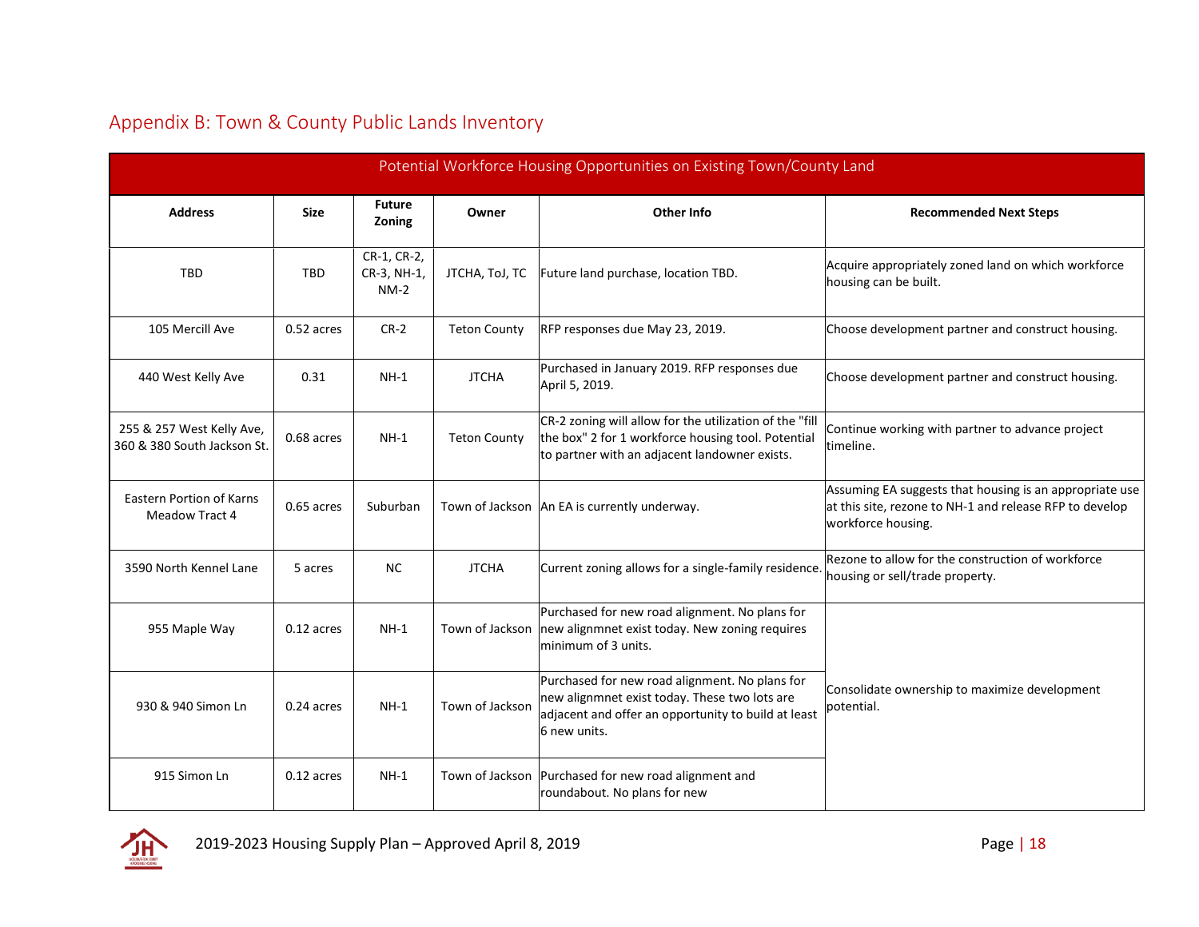## Appendix B: Town & County Public Lands Inventory

| Potential Workforce Housing Opportunities on Existing Town/County Land | | | | | |
|---|---|---|---|---|---|
| **Address** | **Size** | **Future Zoning** | **Owner** | **Other Info** | **Recommended Next Steps** |
| TBD | TBD | CR-1, CR-2, CR-3, NH-1, NM-2 | JTCHA, ToJ, TC | Future land purchase, location TBD. | Acquire appropriately zoned land on which workforce housing can be built. |
| 105 Mercill Ave | 0.52 acres | CR-2 | Teton County | RFP responses due May 23, 2019. | Choose development partner and construct housing. |
| 440 West Kelly Ave | 0.31 | NH-1 | JTCHA | Purchased in January 2019. RFP responses due April 5, 2019. | Choose development partner and construct housing. |
| 255 & 257 West Kelly Ave, 360 & 380 South Jackson St. | 0.68 acres | NH-1 | Teton County | CR-2 zoning will allow for the utilization of the "fill the box" 2 for 1 workforce housing tool. Potential to partner with an adjacent landowner exists. | Continue working with partner to advance project timeline. |
| Eastern Portion of Karns Meadow Tract 4 | 0.65 acres | Suburban | Town of Jackson | An EA is currently underway. | Assuming EA suggests that housing is an appropriate use at this site, rezone to NH-1 and release RFP to develop workforce housing. |
| 3590 North Kennel Lane | 5 acres | NC | JTCHA | Current zoning allows for a single-family residence. | Rezone to allow for the construction of workforce housing or sell/trade property. |
| 955 Maple Way | 0.12 acres | NH-1 | Town of Jackson | Purchased for new road alignment. No plans for new alignmnet exist today. New zoning requires minimum of 3 units. | Consolidate ownership to maximize development potential. |
| 930 & 940 Simon Ln | 0.24 acres | NH-1 | Town of Jackson | Purchased for new road alignment. No plans for new alignmnet exist today. These two lots are adjacent and offer an opportunity to build at least 6 new units. | |
| 915 Simon Ln | 0.12 acres | NH-1 | Town of Jackson | Purchased for new road alignment and roundabout. No plans for new | |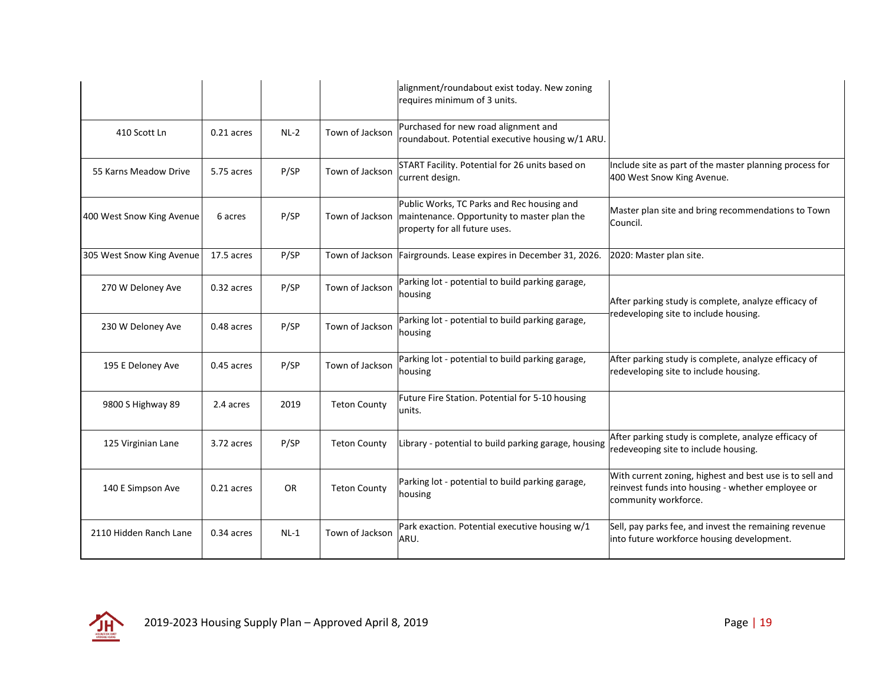| | | | | alignment/roundabout exist today. New zoning requires minimum of 3 units. | |
|---|---|---|---|---|---|
| 410 Scott Ln | 0.21 acres | NL-2 | Town of Jackson | Purchased for new road alignment and roundabout. Potential executive housing w/1 ARU. | |
| 55 Karns Meadow Drive | 5.75 acres | P/SP | Town of Jackson | START Facility. Potential for 26 units based on current design. | Include site as part of the master planning process for 400 West Snow King Avenue. |
| 400 West Snow King Avenue | 6 acres | P/SP | Town of Jackson | Public Works, TC Parks and Rec housing and maintenance. Opportunity to master plan the property for all future uses. | Master plan site and bring recommendations to Town Council. |
| 305 West Snow King Avenue | 17.5 acres | P/SP | Town of Jackson | Fairgrounds. Lease expires in December 31, 2026. | 2020: Master plan site. |
| 270 W Deloney Ave | 0.32 acres | P/SP | Town of Jackson | Parking lot - potential to build parking garage, housing | After parking study is complete, analyze efficacy of redeveloping site to include housing. |
| 230 W Deloney Ave | 0.48 acres | P/SP | Town of Jackson | Parking lot - potential to build parking garage, housing | |
| 195 E Deloney Ave | 0.45 acres | P/SP | Town of Jackson | Parking lot - potential to build parking garage, housing | After parking study is complete, analyze efficacy of redeveloping site to include housing. |
| 9800 S Highway 89 | 2.4 acres | 2019 | Teton County | Future Fire Station. Potential for 5-10 housing units. | |
| 125 Virginian Lane | 3.72 acres | P/SP | Teton County | Library - potential to build parking garage, housing | After parking study is complete, analyze efficacy of redeveoping site to include housing. |
| 140 E Simpson Ave | 0.21 acres | OR | Teton County | Parking lot - potential to build parking garage, housing | With current zoning, highest and best use is to sell and reinvest funds into housing - whether employee or community workforce. |
| 2110 Hidden Ranch Lane | 0.34 acres | NL-1 | Town of Jackson | Park exaction. Potential executive housing w/1 ARU. | Sell, pay parks fee, and invest the remaining revenue into future workforce housing development. |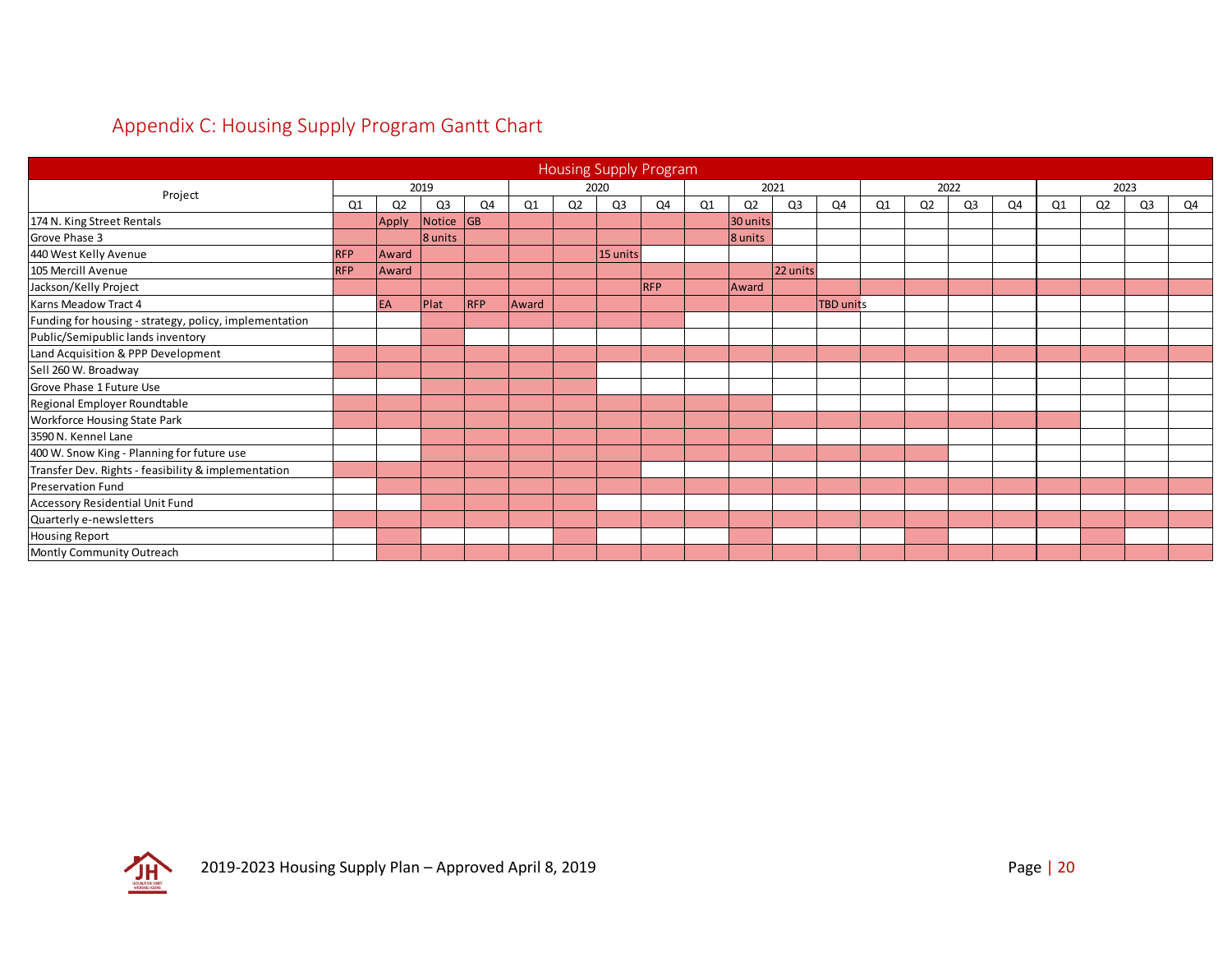## Appendix C: Housing Supply Program Gantt Chart

| Housing Supply Program | | | | | | | | | | | | | | | | | | | | |
|---|---|---|---|---|---|---|---|---|---|---|---|---|---|---|---|---|---|---|---|---|
| Project | 2019 | | | | 2020 | | | | 2021 | | | | 2022 | | | | 2023 | | | |
| | Q1 | Q2 | Q3 | Q4 | Q1 | Q2 | Q3 | Q4 | Q1 | Q2 | Q3 | Q4 | Q1 | Q2 | Q3 | Q4 | Q1 | Q2 | Q3 | Q4 |
| 174 N. King Street Rentals | | Apply | Notice | GB | | | | | | 30 units | | | | | | | | | | |
| Grove Phase 3 | | | 8 units | | | | | | | 8 units | | | | | | | | | | |
| 440 West Kelly Avenue | RFP | Award | | | | | 15 units | | | | | | | | | | | | | |
| 105 Mercill Avenue | RFP | Award | | | | | | | | | 22 units | | | | | | | | | |
| Jackson/Kelly Project | | | | | | | | RFP | | Award | | | | | | | | | | |
| Karns Meadow Tract 4 | | EA | Plat | RFP | Award | | | | | | | TBD units | | | | | | | | |
| Funding for housing - strategy, policy, implementation | | | | | | | | | | | | | | | | | | | | |
| Public/Semipublic lands inventory | | | | | | | | | | | | | | | | | | | | |
| Land Acquisition & PPP Development | | | | | | | | | | | | | | | | | | | | |
| Sell 260 W. Broadway | | | | | | | | | | | | | | | | | | | | |
| Grove Phase 1 Future Use | | | | | | | | | | | | | | | | | | | | |
| Regional Employer Roundtable | | | | | | | | | | | | | | | | | | | | |
| Workforce Housing State Park | | | | | | | | | | | | | | | | | | | | |
| 3590 N. Kennel Lane | | | | | | | | | | | | | | | | | | | | |
| 400 W. Snow King - Planning for future use | | | | | | | | | | | | | | | | | | | | |
| Transfer Dev. Rights - feasibility & implementation | | | | | | | | | | | | | | | | | | | | |
| Preservation Fund | | | | | | | | | | | | | | | | | | | | |
| Accessory Residential Unit Fund | | | | | | | | | | | | | | | | | | | | |
| Quarterly e-newsletters | | | | | | | | | | | | | | | | | | | | |
| Housing Report | | | | | | | | | | | | | | | | | | | | |
| Montly Community Outreach | | | | | | | | | | | | | | | | | | | | |

2019-2023 Housing Supply Plan – Approved April 8, 2019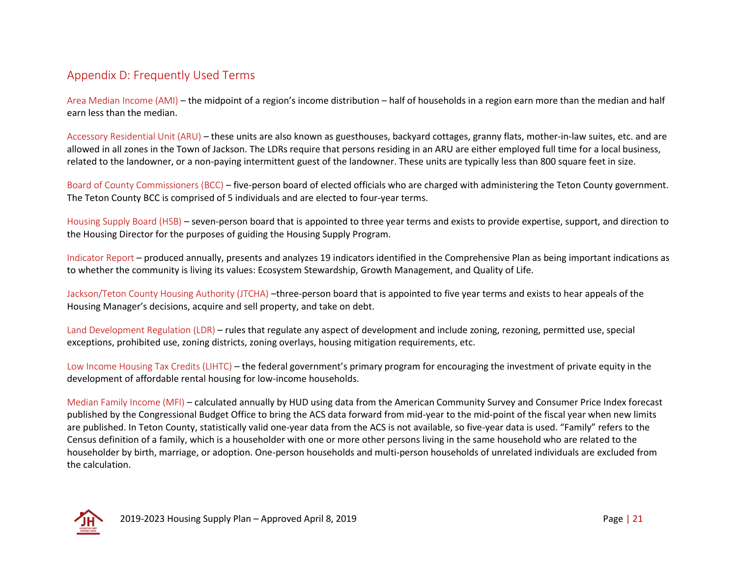## Appendix D: Frequently Used Terms

Area Median Income (AMI) – the midpoint of a region's income distribution – half of households in a region earn more than the median and half earn less than the median.

Accessory Residential Unit (ARU) – these units are also known as guesthouses, backyard cottages, granny flats, mother-in-law suites, etc. and are allowed in all zones in the Town of Jackson. The LDRs require that persons residing in an ARU are either employed full time for a local business, related to the landowner, or a non-paying intermittent guest of the landowner. These units are typically less than 800 square feet in size.

Board of County Commissioners (BCC) – five-person board of elected officials who are charged with administering the Teton County government. The Teton County BCC is comprised of 5 individuals and are elected to four-year terms.

Housing Supply Board (HSB) – seven-person board that is appointed to three year terms and exists to provide expertise, support, and direction to the Housing Director for the purposes of guiding the Housing Supply Program.

Indicator Report – produced annually, presents and analyzes 19 indicators identified in the Comprehensive Plan as being important indications as to whether the community is living its values: Ecosystem Stewardship, Growth Management, and Quality of Life.

Jackson/Teton County Housing Authority (JTCHA) –three-person board that is appointed to five year terms and exists to hear appeals of the Housing Manager's decisions, acquire and sell property, and take on debt.

Land Development Regulation (LDR) – rules that regulate any aspect of development and include zoning, rezoning, permitted use, special exceptions, prohibited use, zoning districts, zoning overlays, housing mitigation requirements, etc.

Low Income Housing Tax Credits (LIHTC) – the federal government's primary program for encouraging the investment of private equity in the development of affordable rental housing for low-income households.

Median Family Income (MFI) – calculated annually by HUD using data from the American Community Survey and Consumer Price Index forecast published by the Congressional Budget Office to bring the ACS data forward from mid-year to the mid-point of the fiscal year when new limits are published. In Teton County, statistically valid one-year data from the ACS is not available, so five-year data is used. "Family" refers to the Census definition of a family, which is a householder with one or more other persons living in the same household who are related to the householder by birth, marriage, or adoption. One-person households and multi-person households of unrelated individuals are excluded from the calculation.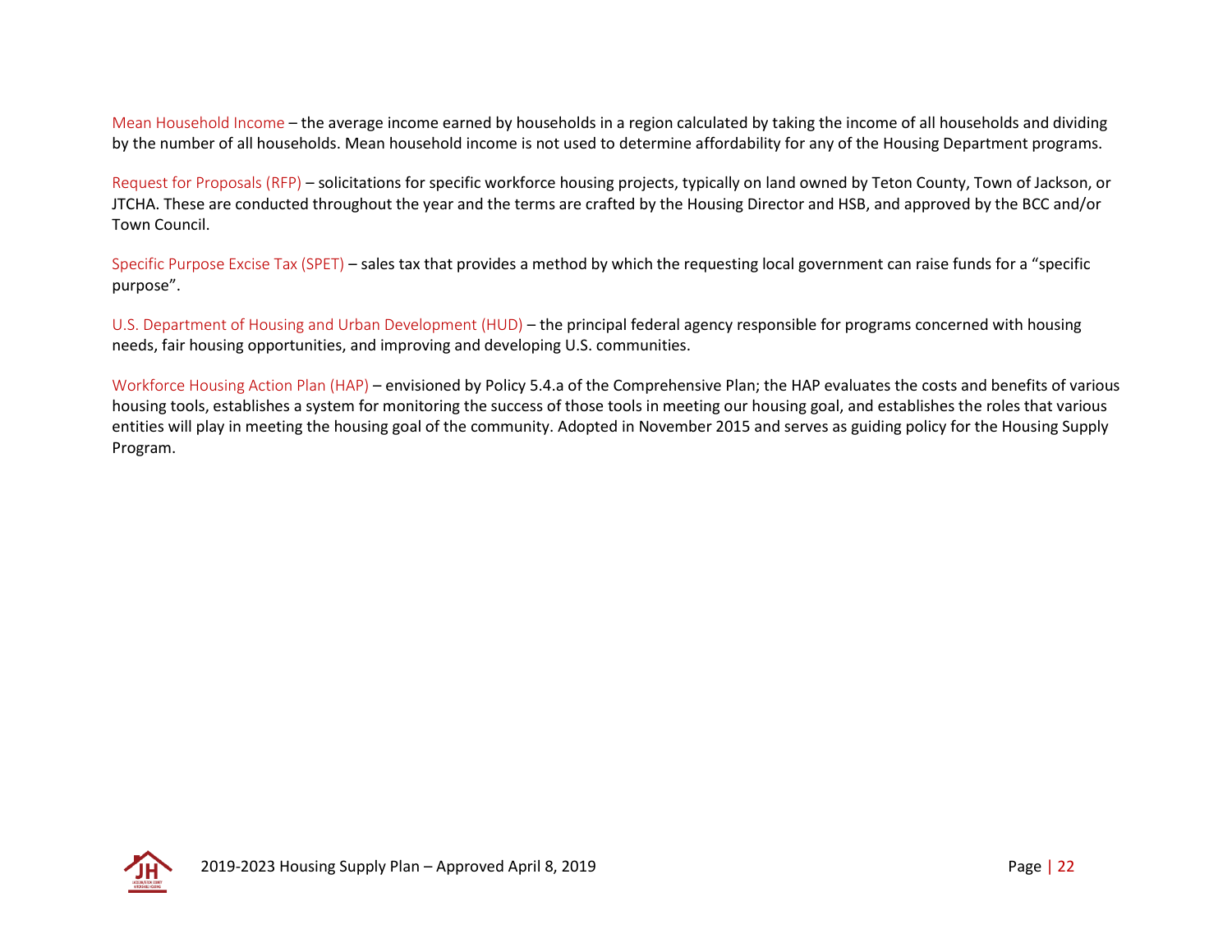Mean Household Income – the average income earned by households in a region calculated by taking the income of all households and dividing by the number of all households. Mean household income is not used to determine affordability for any of the Housing Department programs.

Request for Proposals (RFP) – solicitations for specific workforce housing projects, typically on land owned by Teton County, Town of Jackson, or JTCHA. These are conducted throughout the year and the terms are crafted by the Housing Director and HSB, and approved by the BCC and/or Town Council.

Specific Purpose Excise Tax (SPET) – sales tax that provides a method by which the requesting local government can raise funds for a "specific purpose".

U.S. Department of Housing and Urban Development (HUD) – the principal federal agency responsible for programs concerned with housing needs, fair housing opportunities, and improving and developing U.S. communities.

Workforce Housing Action Plan (HAP) – envisioned by Policy 5.4.a of the Comprehensive Plan; the HAP evaluates the costs and benefits of various housing tools, establishes a system for monitoring the success of those tools in meeting our housing goal, and establishes the roles that various entities will play in meeting the housing goal of the community. Adopted in November 2015 and serves as guiding policy for the Housing Supply Program.